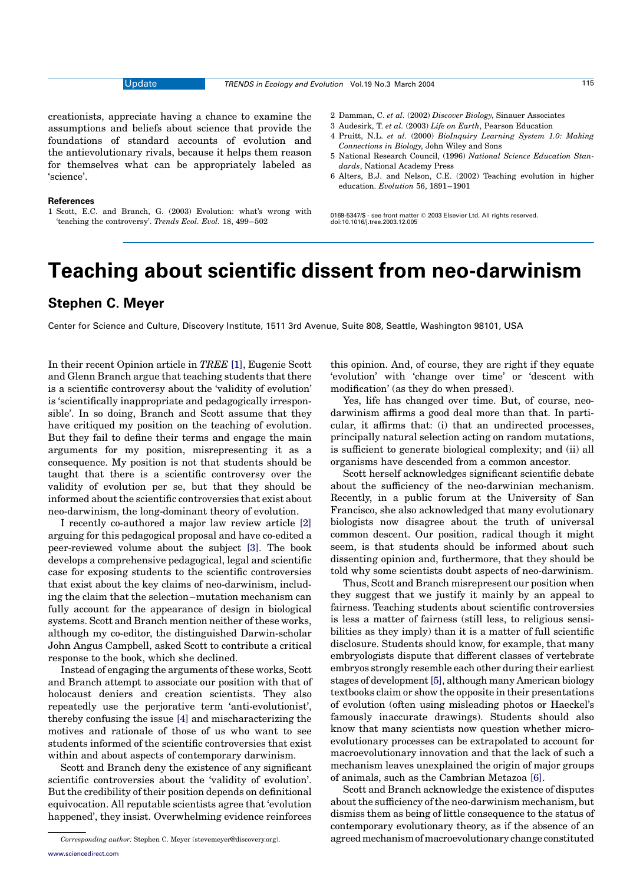creationists, appreciate having a chance to examine the assumptions and beliefs about science that provide the foundations of standard accounts of evolution and the antievolutionary rivals, because it helps them reason for themselves what can be appropriately labeled as 'science'.

### References

1 Scott, E.C. and Branch, G. (2003) Evolution: what's wrong with 'teaching the controversy'. *Trends Ecol. Evol.* 18, 499–502

2 Damman, C. *et al.* (2002) *Discover Biology*, Sinauer Associates

3 Audesirk, T. *et al.* (2003) *Life on Earth*, Pearson Education

4 Pruitt, N.L. *et al.* (2000) *BioInquiry Learning System 1.0: Making Connections in Biology*, John Wiley and Sons

5 National Research Council, (1996) *National Science Education Standards*, National Academy Press

6 Alters, B.J. and Nelson, C.E. (2002) Teaching evolution in higher education. *Evolution* 56, 1891–1901

0169-5347/$ - see front matter © 2003 Elsevier Ltd. All rights reserved.
doi:10.1016/j.tree.2003.12.005

# Teaching about scientific dissent from neo-darwinism

## Stephen C. Meyer

Center for Science and Culture, Discovery Institute, 1511 3rd Avenue, Suite 808, Seattle, Washington 98101, USA

In their recent Opinion article in *TREE* [1], Eugenie Scott and Glenn Branch argue that teaching students that there is a scientific controversy about the 'validity of evolution' is 'scientifically inappropriate and pedagogically irresponsible'. In so doing, Branch and Scott assume that they have critiqued my position on the teaching of evolution. But they fail to define their terms and engage the main arguments for my position, misrepresenting it as a consequence. My position is not that students should be taught that there is a scientific controversy over the validity of evolution per se, but that they should be informed about the scientific controversies that exist about neo-darwinism, the long-dominant theory of evolution.

I recently co-authored a major law review article [2] arguing for this pedagogical proposal and have co-edited a peer-reviewed volume about the subject [3]. The book develops a comprehensive pedagogical, legal and scientific case for exposing students to the scientific controversies that exist about the key claims of neo-darwinism, including the claim that the selection–mutation mechanism can fully account for the appearance of design in biological systems. Scott and Branch mention neither of these works, although my co-editor, the distinguished Darwin-scholar John Angus Campbell, asked Scott to contribute a critical response to the book, which she declined.

Instead of engaging the arguments of these works, Scott and Branch attempt to associate our position with that of holocaust deniers and creation scientists. They also repeatedly use the perjorative term 'anti-evolutionist', thereby confusing the issue [4] and mischaracterizing the motives and rationale of those of us who want to see students informed of the scientific controversies that exist within and about aspects of contemporary darwinism.

Scott and Branch deny the existence of any significant scientific controversies about the 'validity of evolution'. But the credibility of their position depends on definitional equivocation. All reputable scientists agree that 'evolution happened', they insist. Overwhelming evidence reinforces this opinion. And, of course, they are right if they equate 'evolution' with 'change over time' or 'descent with modification' (as they do when pressed).

Yes, life has changed over time. But, of course, neo-darwinism affirms a good deal more than that. In particular, it affirms that: (i) that an undirected processes, principally natural selection acting on random mutations, is sufficient to generate biological complexity; and (ii) all organisms have descended from a common ancestor.

Scott herself acknowledges significant scientific debate about the sufficiency of the neo-darwinian mechanism. Recently, in a public forum at the University of San Francisco, she also acknowledged that many evolutionary biologists now disagree about the truth of universal common descent. Our position, radical though it might seem, is that students should be informed about such dissenting opinion and, furthermore, that they should be told why some scientists doubt aspects of neo-darwinism.

Thus, Scott and Branch misrepresent our position when they suggest that we justify it mainly by an appeal to fairness. Teaching students about scientific controversies is less a matter of fairness (still less, to religious sensibilities as they imply) than it is a matter of full scientific disclosure. Students should know, for example, that many embryologists dispute that different classes of vertebrate embryos strongly resemble each other during their earliest stages of development [5], although many American biology textbooks claim or show the opposite in their presentations of evolution (often using misleading photos or Haeckel's famously inaccurate drawings). Students should also know that many scientists now question whether microevolutionary processes can be extrapolated to account for macroevolutionary innovation and that the lack of such a mechanism leaves unexplained the origin of major groups of animals, such as the Cambrian Metazoa [6].

Scott and Branch acknowledge the existence of disputes about the sufficiency of the neo-darwinism mechanism, but dismiss them as being of little consequence to the status of contemporary evolutionary theory, as if the absence of an agreed mechanism of macroevolutionary change constituted

*Corresponding author:* Stephen C. Meyer (stevemeyer@discovery.org).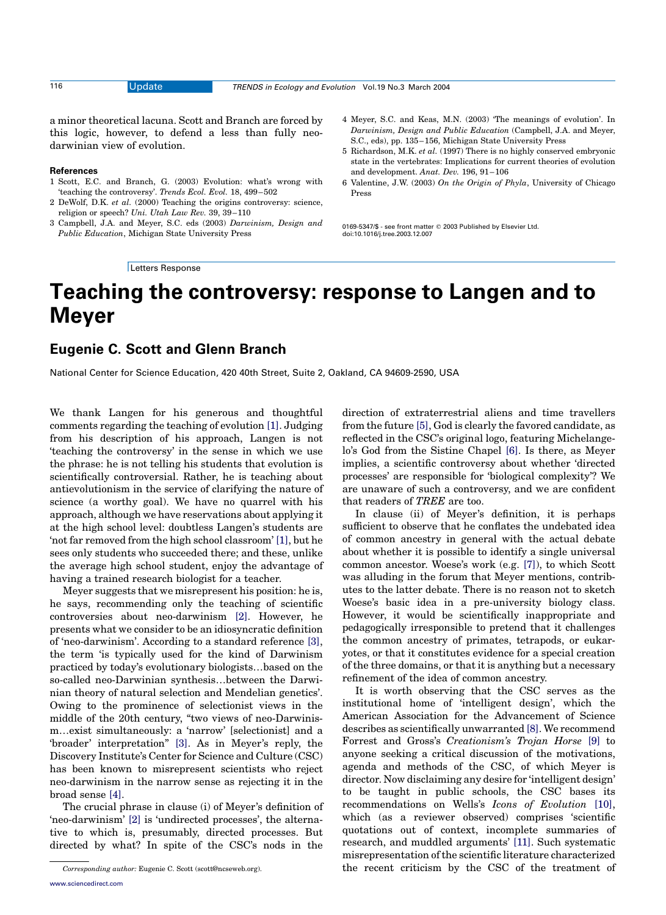a minor theoretical lacuna. Scott and Branch are forced by this logic, however, to defend a less than fully neo-darwinian view of evolution.

### References

1 Scott, E.C. and Branch, G. (2003) Evolution: what's wrong with 'teaching the controversy'. *Trends Ecol. Evol.* 18, 499–502

2 DeWolf, D.K. *et al.* (2000) Teaching the origins controversy: science, religion or speech? *Uni. Utah Law Rev.* 39, 39–110

3 Campbell, J.A. and Meyer, S.C. eds (2003) *Darwinism, Design and Public Education*, Michigan State University Press

4 Meyer, S.C. and Keas, M.N. (2003) 'The meanings of evolution'. In *Darwinism, Design and Public Education* (Campbell, J.A. and Meyer, S.C., eds), pp. 135–156, Michigan State University Press

5 Richardson, M.K. *et al.* (1997) There is no highly conserved embryonic state in the vertebrates: Implications for current theories of evolution and development. *Anat. Dev.* 196, 91–106

6 Valentine, J.W. (2003) *On the Origin of Phyla*, University of Chicago Press

0169-5347/$ - see front matter © 2003 Published by Elsevier Ltd.
doi:10.1016/j.tree.2003.12.007

Letters Response

# Teaching the controversy: response to Langen and to Meyer

## Eugenie C. Scott and Glenn Branch

National Center for Science Education, 420 40th Street, Suite 2, Oakland, CA 94609-2590, USA

We thank Langen for his generous and thoughtful comments regarding the teaching of evolution [1]. Judging from his description of his approach, Langen is not 'teaching the controversy' in the sense in which we use the phrase: he is not telling his students that evolution is scientifically controversial. Rather, he is teaching about antievolutionism in the service of clarifying the nature of science (a worthy goal). We have no quarrel with his approach, although we have reservations about applying it at the high school level: doubtless Langen's students are 'not far removed from the high school classroom' [1], but he sees only students who succeeded there; and these, unlike the average high school student, enjoy the advantage of having a trained research biologist for a teacher.

Meyer suggests that we misrepresent his position: he is, he says, recommending only the teaching of scientific controversies about neo-darwinism [2]. However, he presents what we consider to be an idiosyncratic definition of 'neo-darwinism'. According to a standard reference [3], the term 'is typically used for the kind of Darwinism practiced by today's evolutionary biologists…based on the so-called neo-Darwinian synthesis…between the Darwinian theory of natural selection and Mendelian genetics'. Owing to the prominence of selectionist views in the middle of the 20th century, "two views of neo-Darwinism…exist simultaneously: a 'narrow' [selectionist] and a 'broader' interpretation" [3]. As in Meyer's reply, the Discovery Institute's Center for Science and Culture (CSC) has been known to misrepresent scientists who reject neo-darwinism in the narrow sense as rejecting it in the broad sense [4].

The crucial phrase in clause (i) of Meyer's definition of 'neo-darwinism' [2] is 'undirected processes', the alternative to which is, presumably, directed processes. But directed by what? In spite of the CSC's nods in the direction of extraterrestrial aliens and time travellers from the future [5], God is clearly the favored candidate, as reflected in the CSC's original logo, featuring Michelangelo's God from the Sistine Chapel [6]. Is there, as Meyer implies, a scientific controversy about whether 'directed processes' are responsible for 'biological complexity'? We are unaware of such a controversy, and we are confident that readers of *TREE* are too.

In clause (ii) of Meyer's definition, it is perhaps sufficient to observe that he conflates the undebated idea of common ancestry in general with the actual debate about whether it is possible to identify a single universal common ancestor. Woese's work (e.g. [7]), to which Scott was alluding in the forum that Meyer mentions, contributes to the latter debate. There is no reason not to sketch Woese's basic idea in a pre-university biology class. However, it would be scientifically inappropriate and pedagogically irresponsible to pretend that it challenges the common ancestry of primates, tetrapods, or eukaryotes, or that it constitutes evidence for a special creation of the three domains, or that it is anything but a necessary refinement of the idea of common ancestry.

It is worth observing that the CSC serves as the institutional home of 'intelligent design', which the American Association for the Advancement of Science describes as scientifically unwarranted [8]. We recommend Forrest and Gross's *Creationism's Trojan Horse* [9] to anyone seeking a critical discussion of the motivations, agenda and methods of the CSC, of which Meyer is director. Now disclaiming any desire for 'intelligent design' to be taught in public schools, the CSC bases its recommendations on Wells's *Icons of Evolution* [10], which (as a reviewer observed) comprises 'scientific quotations out of context, incomplete summaries of research, and muddled arguments' [11]. Such systematic misrepresentation of the scientific literature characterized the recent criticism by the CSC of the treatment of

*Corresponding author:* Eugenie C. Scott (scott@ncseweb.org).